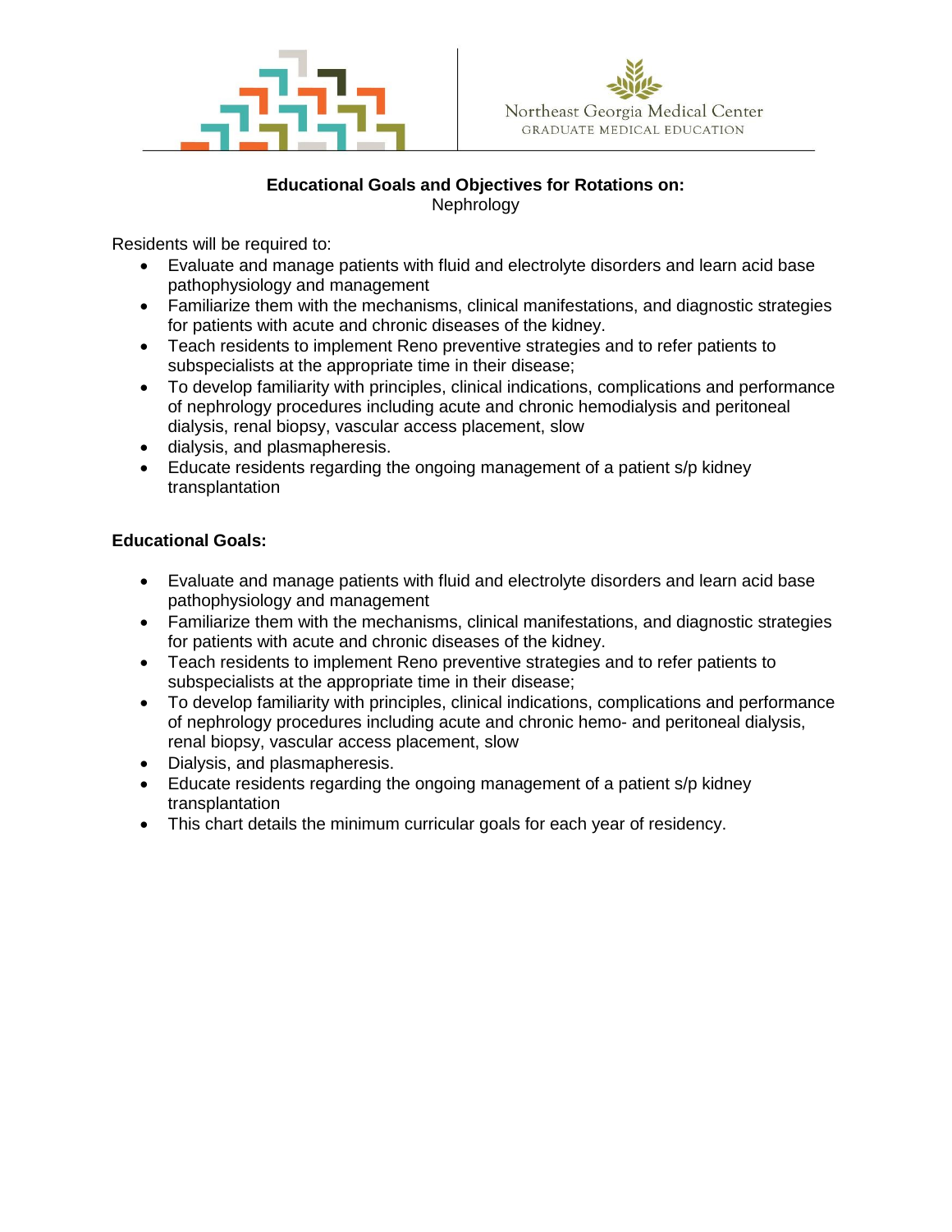Northeast Georgia Medical Center
GRADUATE MEDICAL EDUCATION

**Educational Goals and Objectives for Rotations on:**
Nephrology

Residents will be required to:

- Evaluate and manage patients with fluid and electrolyte disorders and learn acid base pathophysiology and management
- Familiarize them with the mechanisms, clinical manifestations, and diagnostic strategies for patients with acute and chronic diseases of the kidney.
- Teach residents to implement Reno preventive strategies and to refer patients to subspecialists at the appropriate time in their disease;
- To develop familiarity with principles, clinical indications, complications and performance of nephrology procedures including acute and chronic hemodialysis and peritoneal dialysis, renal biopsy, vascular access placement, slow
- dialysis, and plasmapheresis.
- Educate residents regarding the ongoing management of a patient s/p kidney transplantation

**Educational Goals:**

- Evaluate and manage patients with fluid and electrolyte disorders and learn acid base pathophysiology and management
- Familiarize them with the mechanisms, clinical manifestations, and diagnostic strategies for patients with acute and chronic diseases of the kidney.
- Teach residents to implement Reno preventive strategies and to refer patients to subspecialists at the appropriate time in their disease;
- To develop familiarity with principles, clinical indications, complications and performance of nephrology procedures including acute and chronic hemo- and peritoneal dialysis, renal biopsy, vascular access placement, slow
- Dialysis, and plasmapheresis.
- Educate residents regarding the ongoing management of a patient s/p kidney transplantation
- This chart details the minimum curricular goals for each year of residency.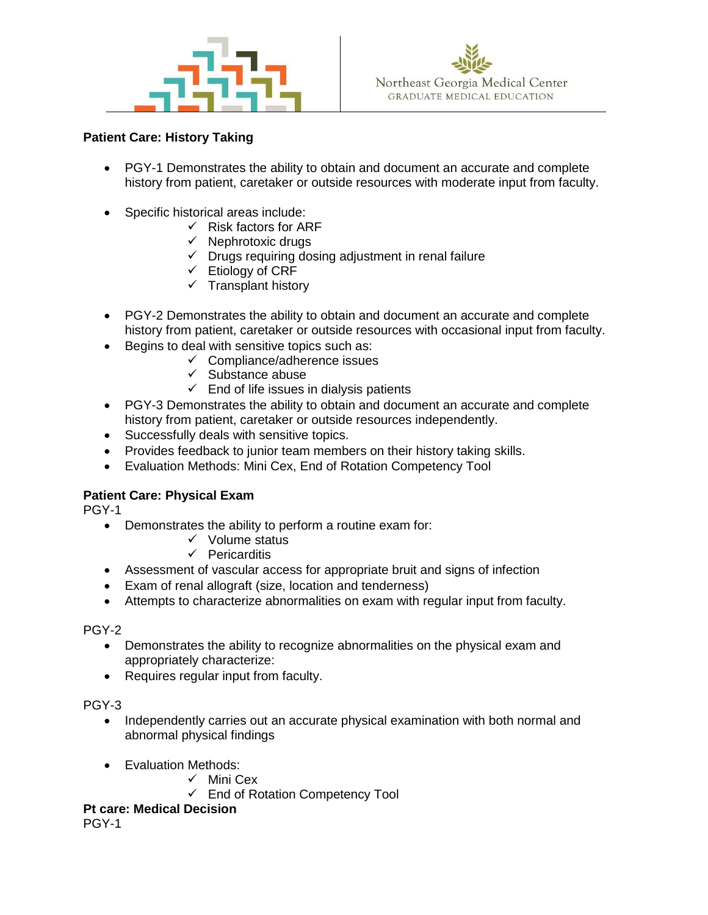**Patient Care: History Taking**

- PGY-1 Demonstrates the ability to obtain and document an accurate and complete history from patient, caretaker or outside resources with moderate input from faculty.

- Specific historical areas include:
  - ✓ Risk factors for ARF
  - ✓ Nephrotoxic drugs
  - ✓ Drugs requiring dosing adjustment in renal failure
  - ✓ Etiology of CRF
  - ✓ Transplant history

- PGY-2 Demonstrates the ability to obtain and document an accurate and complete history from patient, caretaker or outside resources with occasional input from faculty.
- Begins to deal with sensitive topics such as:
  - ✓ Compliance/adherence issues
  - ✓ Substance abuse
  - ✓ End of life issues in dialysis patients
- PGY-3 Demonstrates the ability to obtain and document an accurate and complete history from patient, caretaker or outside resources independently.
- Successfully deals with sensitive topics.
- Provides feedback to junior team members on their history taking skills.
- Evaluation Methods: Mini Cex, End of Rotation Competency Tool

**Patient Care: Physical Exam**

PGY-1

- Demonstrates the ability to perform a routine exam for:
  - ✓ Volume status
  - ✓ Pericarditis
- Assessment of vascular access for appropriate bruit and signs of infection
- Exam of renal allograft (size, location and tenderness)
- Attempts to characterize abnormalities on exam with regular input from faculty.

PGY-2

- Demonstrates the ability to recognize abnormalities on the physical exam and appropriately characterize:
- Requires regular input from faculty.

PGY-3

- Independently carries out an accurate physical examination with both normal and abnormal physical findings

- Evaluation Methods:
  - ✓ Mini Cex
  - ✓ End of Rotation Competency Tool

**Pt care: Medical Decision**

PGY-1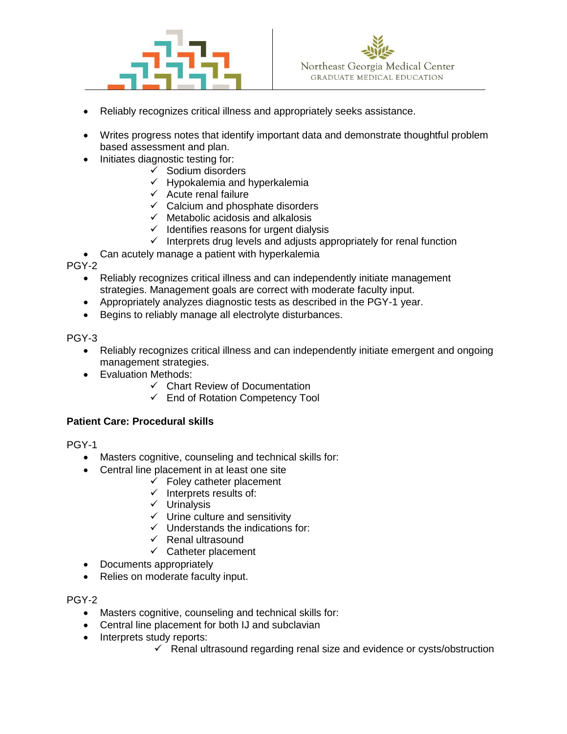- Reliably recognizes critical illness and appropriately seeks assistance.
- Writes progress notes that identify important data and demonstrate thoughtful problem based assessment and plan.
- Initiates diagnostic testing for:
  - ✓ Sodium disorders
  - ✓ Hypokalemia and hyperkalemia
  - ✓ Acute renal failure
  - ✓ Calcium and phosphate disorders
  - ✓ Metabolic acidosis and alkalosis
  - ✓ Identifies reasons for urgent dialysis
  - ✓ Interprets drug levels and adjusts appropriately for renal function
- Can acutely manage a patient with hyperkalemia

PGY-2

- Reliably recognizes critical illness and can independently initiate management strategies. Management goals are correct with moderate faculty input.
- Appropriately analyzes diagnostic tests as described in the PGY-1 year.
- Begins to reliably manage all electrolyte disturbances.

PGY-3

- Reliably recognizes critical illness and can independently initiate emergent and ongoing management strategies.
- Evaluation Methods:
  - ✓ Chart Review of Documentation
  - ✓ End of Rotation Competency Tool

**Patient Care: Procedural skills**

PGY-1

- Masters cognitive, counseling and technical skills for:
- Central line placement in at least one site
  - ✓ Foley catheter placement
  - ✓ Interprets results of:
  - ✓ Urinalysis
  - ✓ Urine culture and sensitivity
  - ✓ Understands the indications for:
  - ✓ Renal ultrasound
  - ✓ Catheter placement
- Documents appropriately
- Relies on moderate faculty input.

PGY-2

- Masters cognitive, counseling and technical skills for:
- Central line placement for both IJ and subclavian
- Interprets study reports:
  - ✓ Renal ultrasound regarding renal size and evidence or cysts/obstruction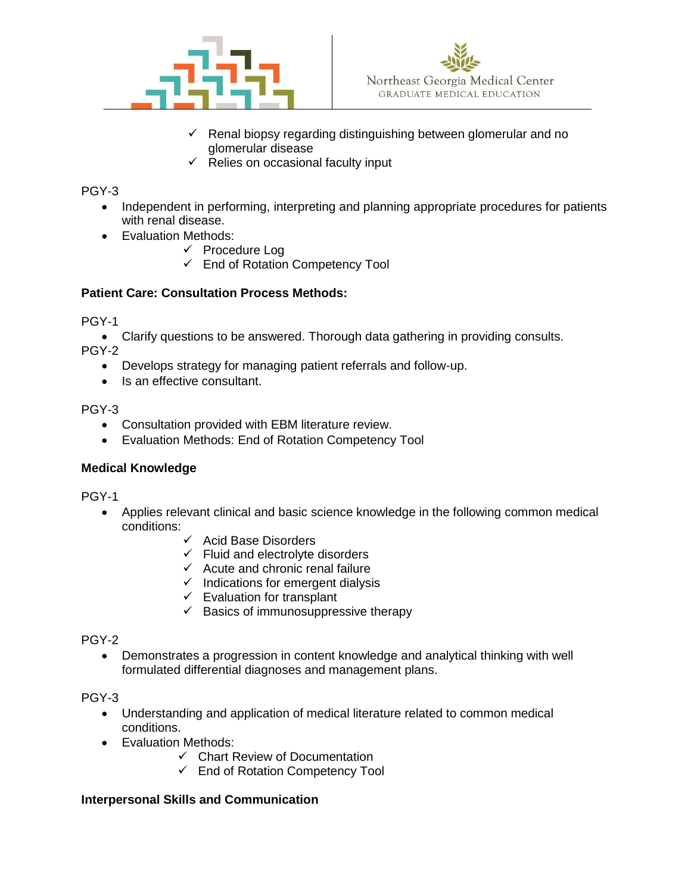- Renal biopsy regarding distinguishing between glomerular and no glomerular disease
- Relies on occasional faculty input

PGY-3

- Independent in performing, interpreting and planning appropriate procedures for patients with renal disease.
- Evaluation Methods:
  - Procedure Log
  - End of Rotation Competency Tool

**Patient Care: Consultation Process Methods:**

PGY-1

- Clarify questions to be answered. Thorough data gathering in providing consults.

PGY-2

- Develops strategy for managing patient referrals and follow-up.
- Is an effective consultant.

PGY-3

- Consultation provided with EBM literature review.
- Evaluation Methods: End of Rotation Competency Tool

**Medical Knowledge**

PGY-1

- Applies relevant clinical and basic science knowledge in the following common medical conditions:
  - Acid Base Disorders
  - Fluid and electrolyte disorders
  - Acute and chronic renal failure
  - Indications for emergent dialysis
  - Evaluation for transplant
  - Basics of immunosuppressive therapy

PGY-2

- Demonstrates a progression in content knowledge and analytical thinking with well formulated differential diagnoses and management plans.

PGY-3

- Understanding and application of medical literature related to common medical conditions.
- Evaluation Methods:
  - Chart Review of Documentation
  - End of Rotation Competency Tool

**Interpersonal Skills and Communication**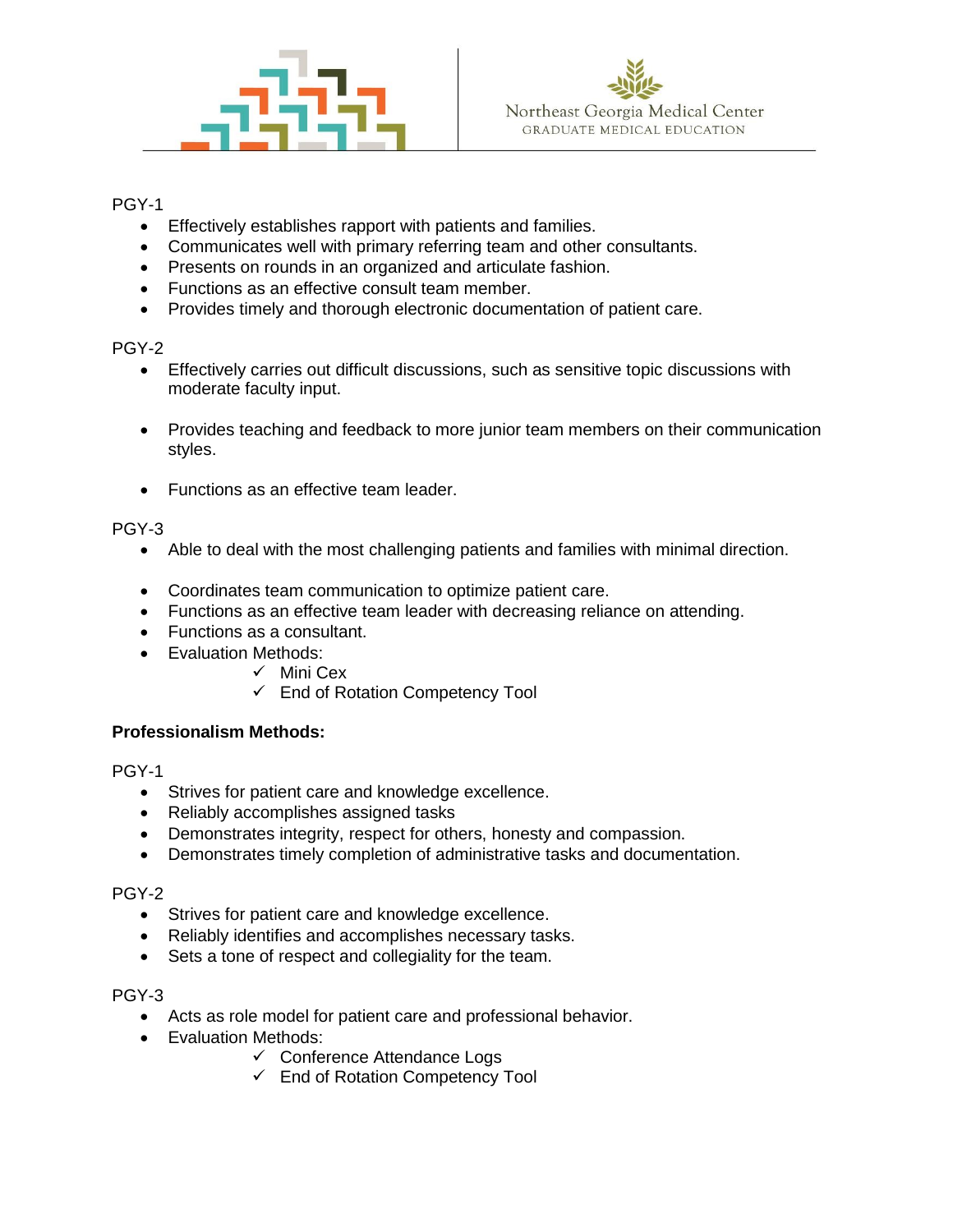PGY-1

- Effectively establishes rapport with patients and families.
- Communicates well with primary referring team and other consultants.
- Presents on rounds in an organized and articulate fashion.
- Functions as an effective consult team member.
- Provides timely and thorough electronic documentation of patient care.

PGY-2

- Effectively carries out difficult discussions, such as sensitive topic discussions with moderate faculty input.
- Provides teaching and feedback to more junior team members on their communication styles.
- Functions as an effective team leader.

PGY-3

- Able to deal with the most challenging patients and families with minimal direction.
- Coordinates team communication to optimize patient care.
- Functions as an effective team leader with decreasing reliance on attending.
- Functions as a consultant.
- Evaluation Methods:
  - ✓ Mini Cex
  - ✓ End of Rotation Competency Tool

**Professionalism Methods:**

PGY-1

- Strives for patient care and knowledge excellence.
- Reliably accomplishes assigned tasks
- Demonstrates integrity, respect for others, honesty and compassion.
- Demonstrates timely completion of administrative tasks and documentation.

PGY-2

- Strives for patient care and knowledge excellence.
- Reliably identifies and accomplishes necessary tasks.
- Sets a tone of respect and collegiality for the team.

PGY-3

- Acts as role model for patient care and professional behavior.
- Evaluation Methods:
  - ✓ Conference Attendance Logs
  - ✓ End of Rotation Competency Tool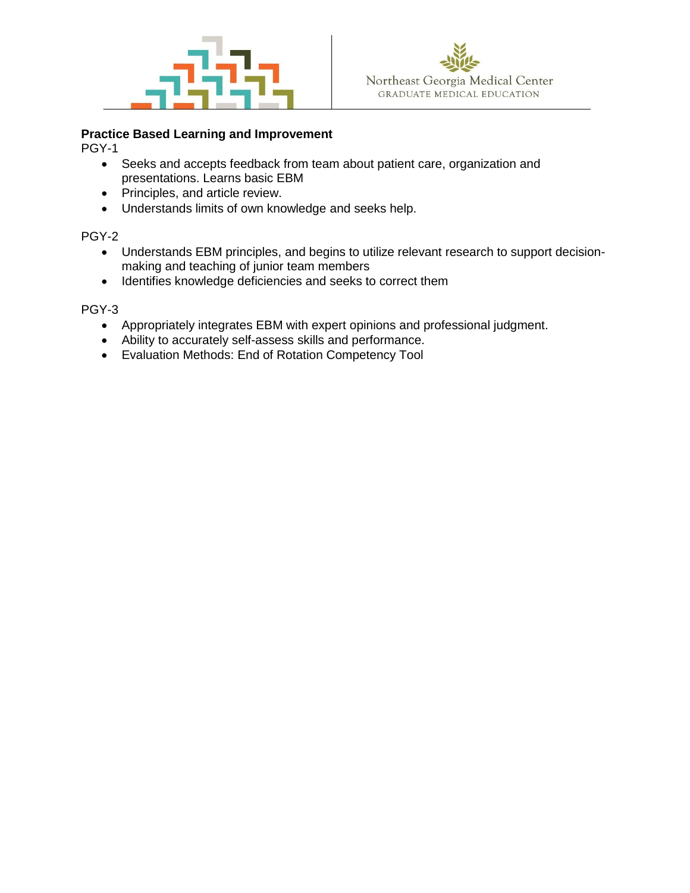**Practice Based Learning and Improvement**

PGY-1

- Seeks and accepts feedback from team about patient care, organization and presentations. Learns basic EBM
- Principles, and article review.
- Understands limits of own knowledge and seeks help.

PGY-2

- Understands EBM principles, and begins to utilize relevant research to support decision-making and teaching of junior team members
- Identifies knowledge deficiencies and seeks to correct them

PGY-3

- Appropriately integrates EBM with expert opinions and professional judgment.
- Ability to accurately self-assess skills and performance.
- Evaluation Methods: End of Rotation Competency Tool